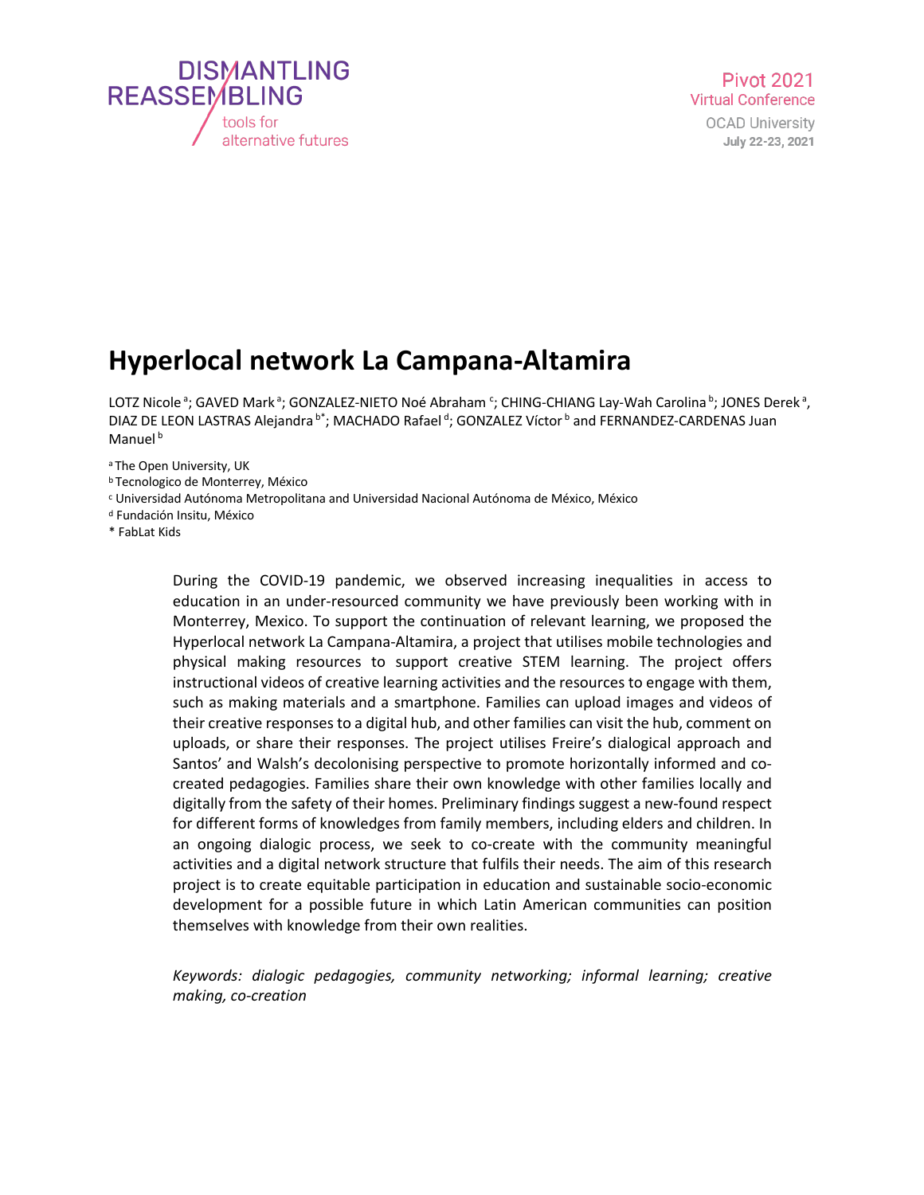# Hyperlocal network La Campana-Altamira

LOTZ Nicole [a]; GAVED Mark [a]; GONZALEZ-NIETO Noé Abraham [c]; CHING-CHIANG Lay-Wah Carolina [b]; JONES Derek [a], DIAZ DE LEON LASTRAS Alejandra [b*]; MACHADO Rafael [d]; GONZALEZ Víctor [b] and FERNANDEZ-CARDENAS Juan Manuel [b]

[a] The Open University, UK
[b] Tecnologico de Monterrey, México
[c] Universidad Autónoma Metropolitana and Universidad Nacional Autónoma de México, México
[d] Fundación Insitu, México
* FabLat Kids

During the COVID-19 pandemic, we observed increasing inequalities in access to education in an under-resourced community we have previously been working with in Monterrey, Mexico. To support the continuation of relevant learning, we proposed the Hyperlocal network La Campana-Altamira, a project that utilises mobile technologies and physical making resources to support creative STEM learning. The project offers instructional videos of creative learning activities and the resources to engage with them, such as making materials and a smartphone. Families can upload images and videos of their creative responses to a digital hub, and other families can visit the hub, comment on uploads, or share their responses. The project utilises Freire's dialogical approach and Santos' and Walsh's decolonising perspective to promote horizontally informed and co-created pedagogies. Families share their own knowledge with other families locally and digitally from the safety of their homes. Preliminary findings suggest a new-found respect for different forms of knowledges from family members, including elders and children. In an ongoing dialogic process, we seek to co-create with the community meaningful activities and a digital network structure that fulfils their needs. The aim of this research project is to create equitable participation in education and sustainable socio-economic development for a possible future in which Latin American communities can position themselves with knowledge from their own realities.

*Keywords: dialogic pedagogies, community networking; informal learning; creative making, co-creation*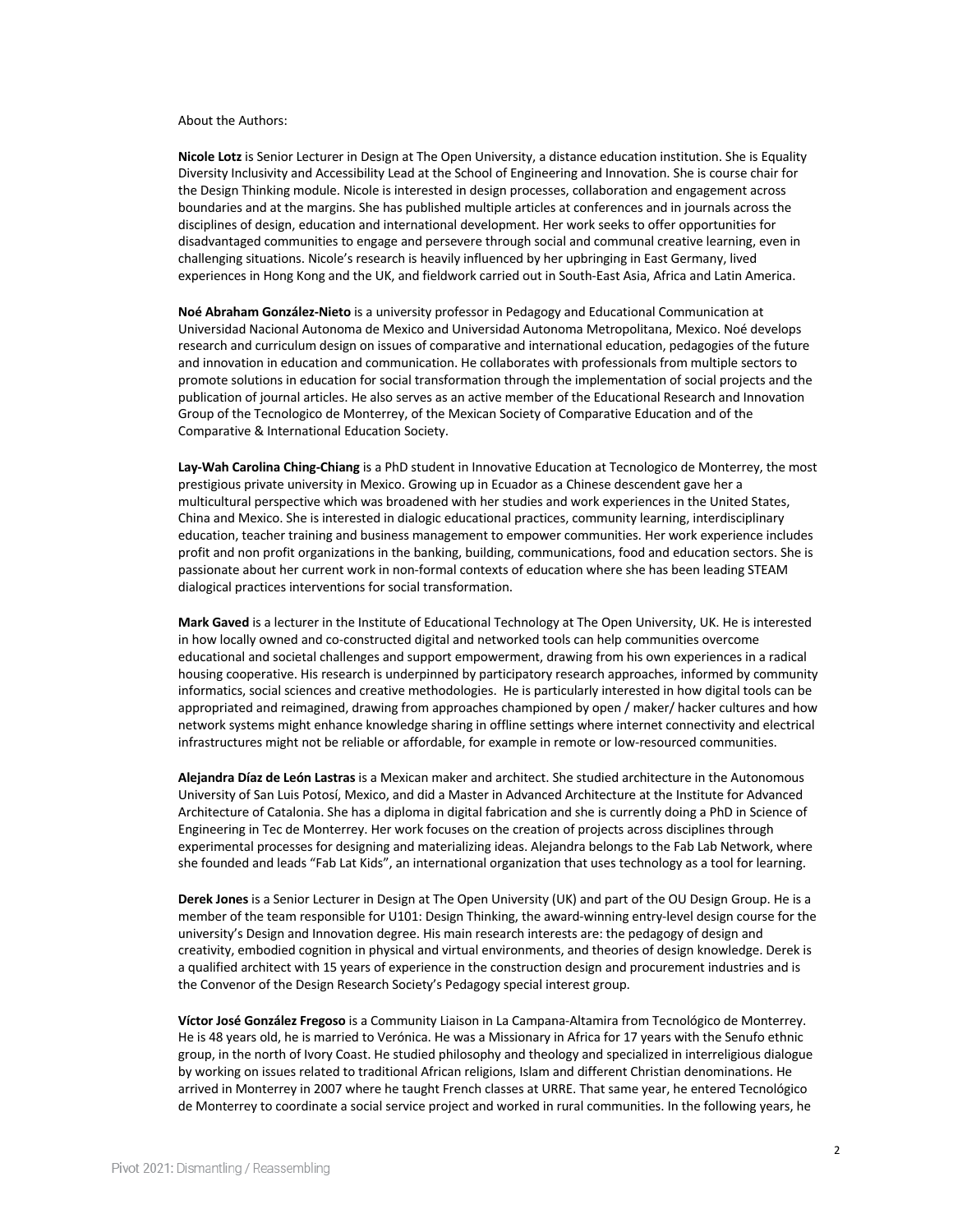About the Authors:

**Nicole Lotz** is Senior Lecturer in Design at The Open University, a distance education institution. She is Equality Diversity Inclusivity and Accessibility Lead at the School of Engineering and Innovation. She is course chair for the Design Thinking module. Nicole is interested in design processes, collaboration and engagement across boundaries and at the margins. She has published multiple articles at conferences and in journals across the disciplines of design, education and international development. Her work seeks to offer opportunities for disadvantaged communities to engage and persevere through social and communal creative learning, even in challenging situations. Nicole's research is heavily influenced by her upbringing in East Germany, lived experiences in Hong Kong and the UK, and fieldwork carried out in South-East Asia, Africa and Latin America.

**Noé Abraham González-Nieto** is a university professor in Pedagogy and Educational Communication at Universidad Nacional Autonoma de Mexico and Universidad Autonoma Metropolitana, Mexico. Noé develops research and curriculum design on issues of comparative and international education, pedagogies of the future and innovation in education and communication. He collaborates with professionals from multiple sectors to promote solutions in education for social transformation through the implementation of social projects and the publication of journal articles. He also serves as an active member of the Educational Research and Innovation Group of the Tecnologico de Monterrey, of the Mexican Society of Comparative Education and of the Comparative & International Education Society.

**Lay-Wah Carolina Ching-Chiang** is a PhD student in Innovative Education at Tecnologico de Monterrey, the most prestigious private university in Mexico. Growing up in Ecuador as a Chinese descendent gave her a multicultural perspective which was broadened with her studies and work experiences in the United States, China and Mexico. She is interested in dialogic educational practices, community learning, interdisciplinary education, teacher training and business management to empower communities. Her work experience includes profit and non profit organizations in the banking, building, communications, food and education sectors. She is passionate about her current work in non-formal contexts of education where she has been leading STEAM dialogical practices interventions for social transformation.

**Mark Gaved** is a lecturer in the Institute of Educational Technology at The Open University, UK. He is interested in how locally owned and co-constructed digital and networked tools can help communities overcome educational and societal challenges and support empowerment, drawing from his own experiences in a radical housing cooperative. His research is underpinned by participatory research approaches, informed by community informatics, social sciences and creative methodologies. He is particularly interested in how digital tools can be appropriated and reimagined, drawing from approaches championed by open / maker/ hacker cultures and how network systems might enhance knowledge sharing in offline settings where internet connectivity and electrical infrastructures might not be reliable or affordable, for example in remote or low-resourced communities.

**Alejandra Díaz de León Lastras** is a Mexican maker and architect. She studied architecture in the Autonomous University of San Luis Potosí, Mexico, and did a Master in Advanced Architecture at the Institute for Advanced Architecture of Catalonia. She has a diploma in digital fabrication and she is currently doing a PhD in Science of Engineering in Tec de Monterrey. Her work focuses on the creation of projects across disciplines through experimental processes for designing and materializing ideas. Alejandra belongs to the Fab Lab Network, where she founded and leads "Fab Lat Kids", an international organization that uses technology as a tool for learning.

**Derek Jones** is a Senior Lecturer in Design at The Open University (UK) and part of the OU Design Group. He is a member of the team responsible for U101: Design Thinking, the award-winning entry-level design course for the university's Design and Innovation degree. His main research interests are: the pedagogy of design and creativity, embodied cognition in physical and virtual environments, and theories of design knowledge. Derek is a qualified architect with 15 years of experience in the construction design and procurement industries and is the Convenor of the Design Research Society's Pedagogy special interest group.

**Víctor José González Fregoso** is a Community Liaison in La Campana-Altamira from Tecnológico de Monterrey. He is 48 years old, he is married to Verónica. He was a Missionary in Africa for 17 years with the Senufo ethnic group, in the north of Ivory Coast. He studied philosophy and theology and specialized in interreligious dialogue by working on issues related to traditional African religions, Islam and different Christian denominations. He arrived in Monterrey in 2007 where he taught French classes at URRE. That same year, he entered Tecnológico de Monterrey to coordinate a social service project and worked in rural communities. In the following years, he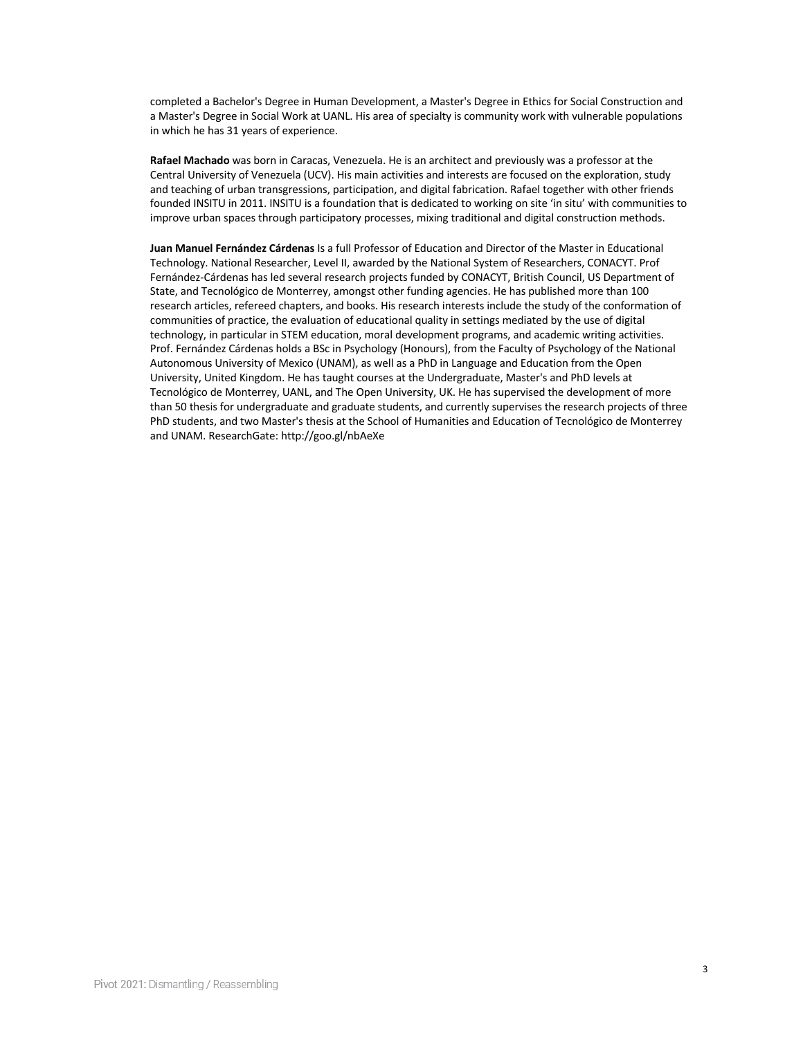completed a Bachelor's Degree in Human Development, a Master's Degree in Ethics for Social Construction and a Master's Degree in Social Work at UANL. His area of specialty is community work with vulnerable populations in which he has 31 years of experience.

**Rafael Machado** was born in Caracas, Venezuela. He is an architect and previously was a professor at the Central University of Venezuela (UCV). His main activities and interests are focused on the exploration, study and teaching of urban transgressions, participation, and digital fabrication. Rafael together with other friends founded INSITU in 2011. INSITU is a foundation that is dedicated to working on site 'in situ' with communities to improve urban spaces through participatory processes, mixing traditional and digital construction methods.

**Juan Manuel Fernández Cárdenas** Is a full Professor of Education and Director of the Master in Educational Technology. National Researcher, Level II, awarded by the National System of Researchers, CONACYT. Prof Fernández-Cárdenas has led several research projects funded by CONACYT, British Council, US Department of State, and Tecnológico de Monterrey, amongst other funding agencies. He has published more than 100 research articles, refereed chapters, and books. His research interests include the study of the conformation of communities of practice, the evaluation of educational quality in settings mediated by the use of digital technology, in particular in STEM education, moral development programs, and academic writing activities. Prof. Fernández Cárdenas holds a BSc in Psychology (Honours), from the Faculty of Psychology of the National Autonomous University of Mexico (UNAM), as well as a PhD in Language and Education from the Open University, United Kingdom. He has taught courses at the Undergraduate, Master's and PhD levels at Tecnológico de Monterrey, UANL, and The Open University, UK. He has supervised the development of more than 50 thesis for undergraduate and graduate students, and currently supervises the research projects of three PhD students, and two Master's thesis at the School of Humanities and Education of Tecnológico de Monterrey and UNAM. ResearchGate: http://goo.gl/nbAeXe